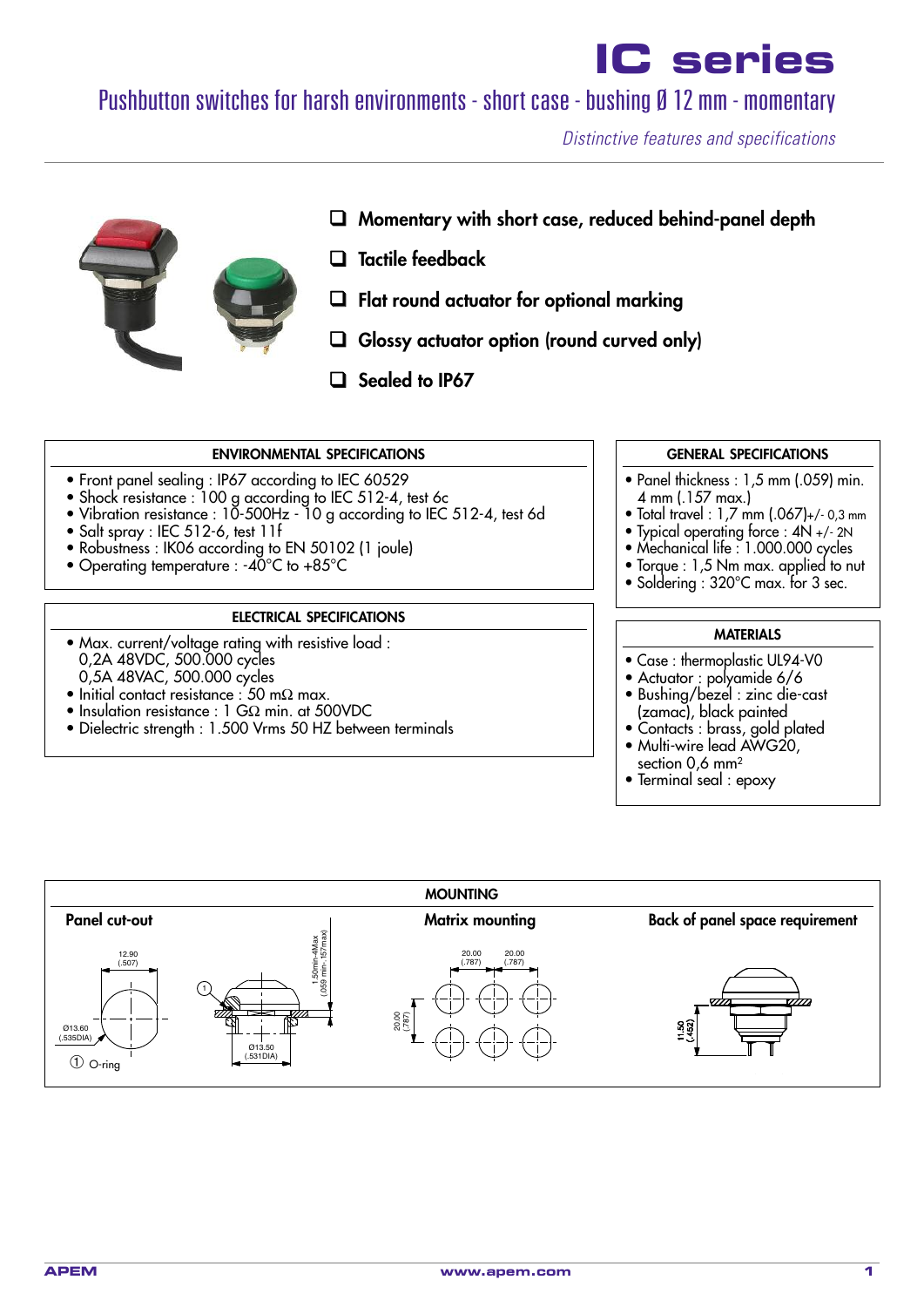# IC series

## Pushbutton switches for harsh environments - short case - bushing Ø 12 mm - momentary

*Distinctive features and specifications*

- Momentary with short case, reduced behind-panel depth
- Tactile feedback
- Flat round actuator for optional marking
- Glossy actuator option (round curved only)
- Sealed to IP67

### ENVIRONMENTAL SPECIFICATIONS

- Front panel sealing : IP67 according to IEC 60529
- Shock resistance : 100 g according to IEC 512-4, test 6c
- Vibration resistance : 10-500Hz - 10 g according to IEC 512-4, test 6d
- Salt spray : IEC 512-6, test 11f
- Robustness : IK06 according to EN 50102 (1 joule)
- Operating temperature : -40°C to +85°C

### ELECTRICAL SPECIFICATIONS

- Max. current/voltage rating with resistive load :
  0,2A 48VDC, 500.000 cycles
  0,5A 48VAC, 500.000 cycles
- Initial contact resistance : 50 mΩ max.
- Insulation resistance : 1 GΩ min. at 500VDC
- Dielectric strength : 1.500 Vrms 50 HZ between terminals

### GENERAL SPECIFICATIONS

- Panel thickness : 1,5 mm (.059) min.
  4 mm (.157 max.)
- Total travel : 1,7 mm (.067)+/- 0,3 mm
- Typical operating force : 4N +/- 2N
- Mechanical life : 1.000.000 cycles
- Torque : 1,5 Nm max. applied to nut
- Soldering : 320°C max. for 3 sec.

### MATERIALS

- Case : thermoplastic UL94-V0
- Actuator : polyamide 6/6
- Bushing/bezel : zinc die-cast (zamac), black painted
- Contacts : brass, gold plated
- Multi-wire lead AWG20, section 0,6 mm²
- Terminal seal : epoxy

### MOUNTING

**Panel cut-out**

12.90 (.507)

Ø13.60 (.535DIA)

1.50min-4Max (.059 min-.157max)

Ø13.50 (.531DIA)

① O-ring

**Matrix mounting**

20.00 (.787) — 20.00 (.787) — 20.00 (.787)

**Back of panel space requirement**

11.50 (.452)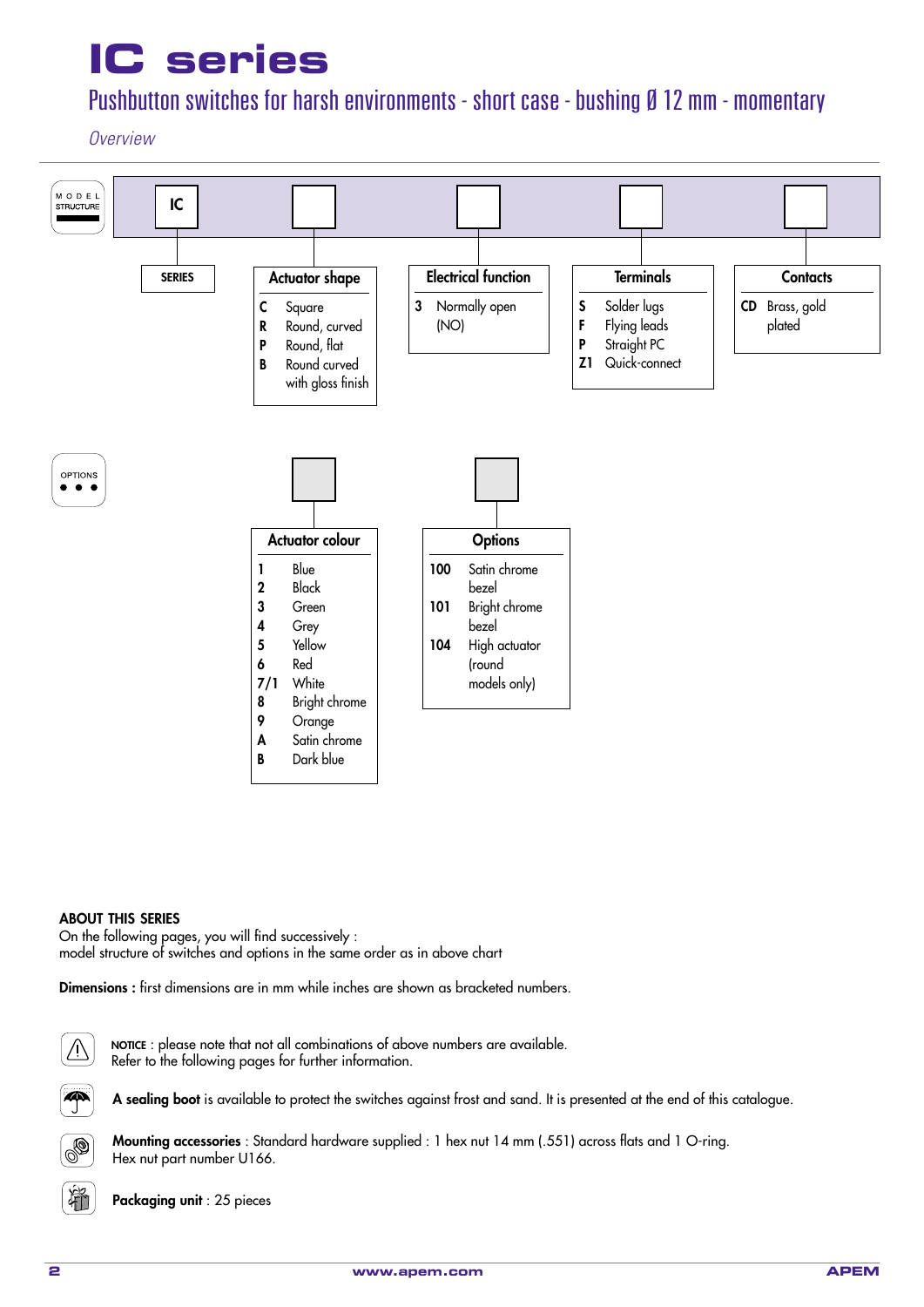# IC series

## Pushbutton switches for harsh environments - short case - bushing Ø 12 mm - momentary

*Overview*

### MODEL STRUCTURE

| SERIES | Actuator shape | Electrical function | Terminals | Contacts |
|---|---|---|---|---|
| IC | **C** Square | **3** Normally open (NO) | **S** Solder lugs | **CD** Brass, gold plated |
| | **R** Round, curved | | **F** Flying leads | |
| | **P** Round, flat | | **P** Straight PC | |
| | **B** Round curved with gloss finish | | **Z1** Quick-connect | |

### OPTIONS

| Actuator colour | Options |
|---|---|
| **1** Blue | **100** Satin chrome bezel |
| **2** Black | **101** Bright chrome bezel |
| **3** Green | **104** High actuator (round models only) |
| **4** Grey | |
| **5** Yellow | |
| **6** Red | |
| **7/1** White | |
| **8** Bright chrome | |
| **9** Orange | |
| **A** Satin chrome | |
| **B** Dark blue | |

**ABOUT THIS SERIES**
On the following pages, you will find successively :
model structure of switches and options in the same order as in above chart

**Dimensions :** first dimensions are in mm while inches are shown as bracketed numbers.

NOTICE : please note that not all combinations of above numbers are available.
Refer to the following pages for further information.

**A sealing boot** is available to protect the switches against frost and sand. It is presented at the end of this catalogue.

**Mounting accessories** : Standard hardware supplied : 1 hex nut 14 mm (.551) across flats and 1 O-ring.
Hex nut part number U166.

**Packaging unit** : 25 pieces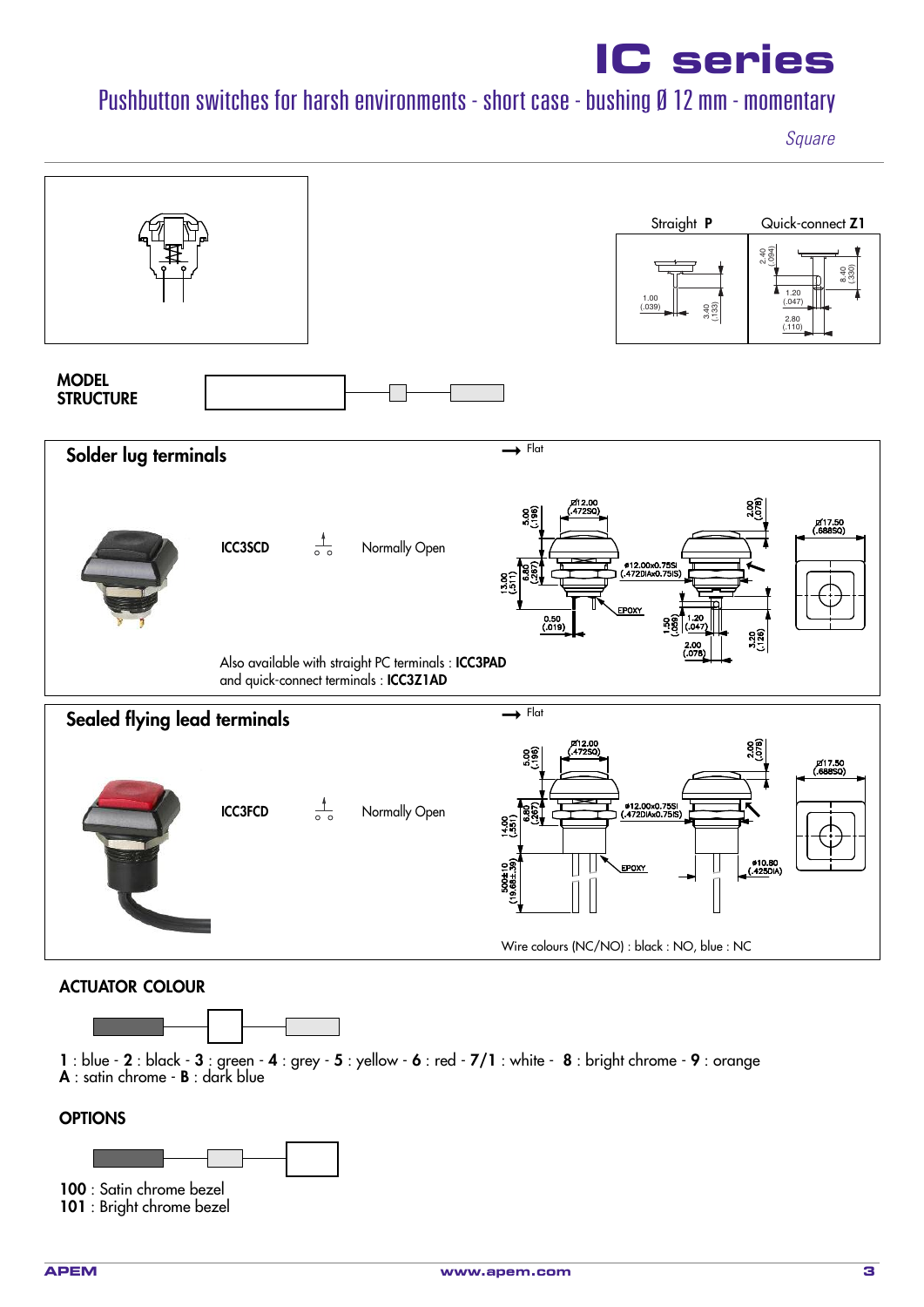# IC series

## Pushbutton switches for harsh environments - short case - bushing Ø 12 mm - momentary

*Square*

Straight **P** | Quick-connect **Z1**

**MODEL STRUCTURE**

### Solder lug terminals

| | | |
|---|---|---|
| **ICC3SCD** | | Normally Open |

Also available with straight PC terminals : **ICC3PAD**
and quick-connect terminals : **ICC3Z1AD**

### Sealed flying lead terminals

| | | |
|---|---|---|
| **ICC3FCD** | | Normally Open |

Wire colours (NC/NO) : black : NO, blue : NC

### ACTUATOR COLOUR

**1** : blue - **2** : black - **3** : green - **4** : grey - **5** : yellow - **6** : red - **7/1** : white - **8** : bright chrome - **9** : orange
**A** : satin chrome - **B** : dark blue

### OPTIONS

**100** : Satin chrome bezel
**101** : Bright chrome bezel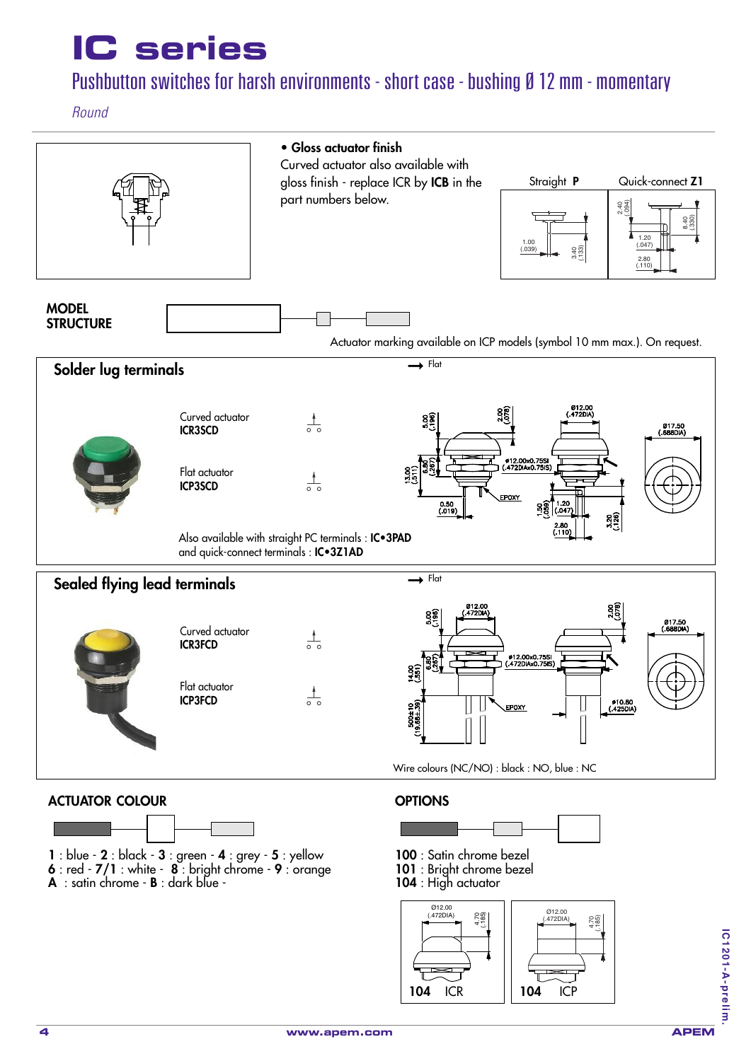# IC series

## Pushbutton switches for harsh environments - short case - bushing Ø 12 mm - momentary

*Round*

**• Gloss actuator finish**
Curved actuator also available with gloss finish - replace ICR by **ICB** in the part numbers below.

Straight **P** — Quick-connect **Z1**

**MODEL STRUCTURE**

Actuator marking available on ICP models (symbol 10 mm max.). On request.

### Solder lug terminals

Curved actuator
**ICR3SCD**

Flat actuator
**ICP3SCD**

Also available with straight PC terminals : **IC•3PAD**
and quick-connect terminals : **IC•3Z1AD**

### Sealed flying lead terminals

Curved actuator
**ICR3FCD**

Flat actuator
**ICP3FCD**

Wire colours (NC/NO) : black : NO, blue : NC

### ACTUATOR COLOUR

**1** : blue - **2** : black - **3** : green - **4** : grey - **5** : yellow
**6** : red - **7/1** : white - **8** : bright chrome - **9** : orange
**A** : satin chrome - **B** : dark blue -

### OPTIONS

**100** : Satin chrome bezel
**101** : Bright chrome bezel
**104** : High actuator

**104** ICR — **104** ICP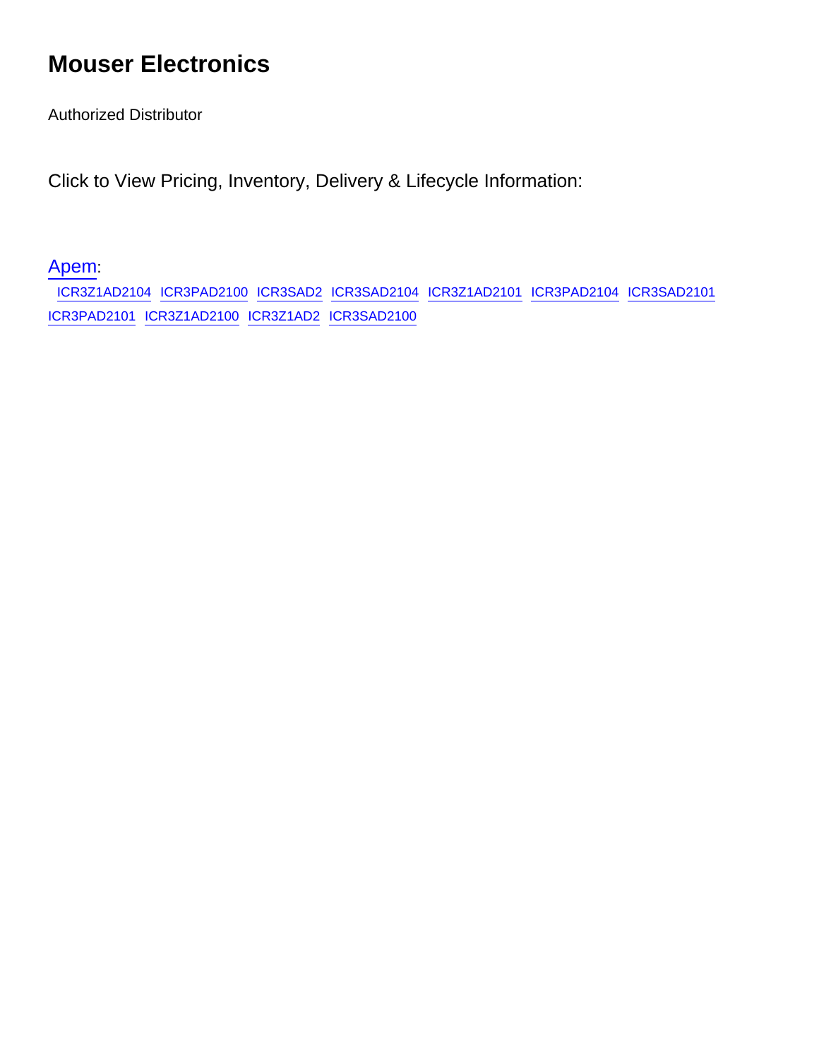# Mouser Electronics

Authorized Distributor

Click to View Pricing, Inventory, Delivery & Lifecycle Information:

Apem:

ICR3Z1AD2104 ICR3PAD2100 ICR3SAD2 ICR3SAD2104 ICR3Z1AD2101 ICR3PAD2104 ICR3SAD2101 ICR3PAD2101 ICR3Z1AD2100 ICR3Z1AD2 ICR3SAD2100